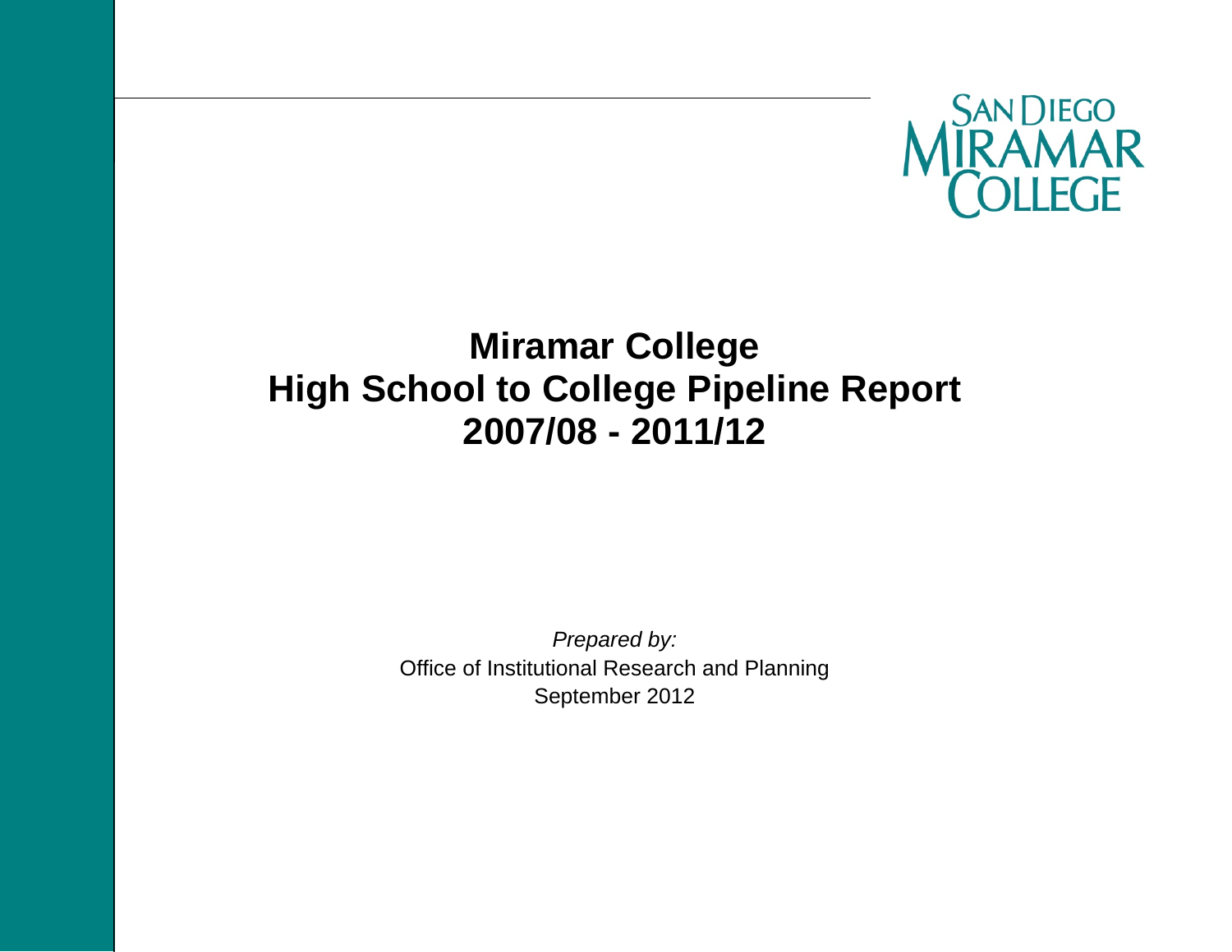SAN DIEGO MIRAMAR COLLEGE

# Miramar College
# High School to College Pipeline Report
# 2007/08 - 2011/12

*Prepared by:*

Office of Institutional Research and Planning

September 2012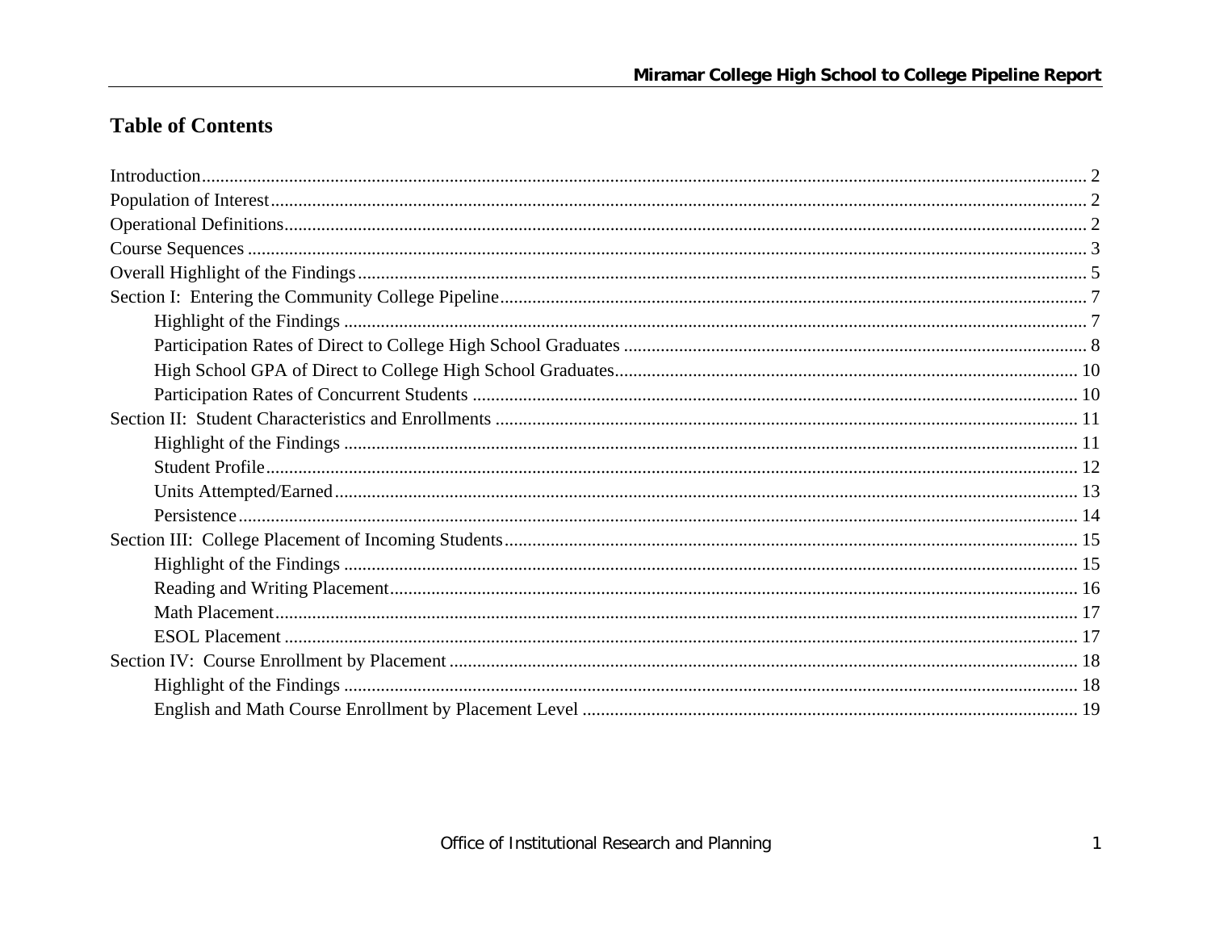## Table of Contents

Introduction ..................................................................................................... 2
Population of Interest ..................................................................................................... 2
Operational Definitions ..................................................................................................... 2
Course Sequences ..................................................................................................... 3
Overall Highlight of the Findings ..................................................................................................... 5
Section I: Entering the Community College Pipeline ..................................................................................................... 7
- Highlight of the Findings ..................................................................................................... 7
- Participation Rates of Direct to College High School Graduates ..................................................................................................... 8
- High School GPA of Direct to College High School Graduates ..................................................................................................... 10
- Participation Rates of Concurrent Students ..................................................................................................... 10

Section II: Student Characteristics and Enrollments ..................................................................................................... 11
- Highlight of the Findings ..................................................................................................... 11
- Student Profile ..................................................................................................... 12
- Units Attempted/Earned ..................................................................................................... 13
- Persistence ..................................................................................................... 14

Section III: College Placement of Incoming Students ..................................................................................................... 15
- Highlight of the Findings ..................................................................................................... 15
- Reading and Writing Placement ..................................................................................................... 16
- Math Placement ..................................................................................................... 17
- ESOL Placement ..................................................................................................... 17

Section IV: Course Enrollment by Placement ..................................................................................................... 18
- Highlight of the Findings ..................................................................................................... 18
- English and Math Course Enrollment by Placement Level ..................................................................................................... 19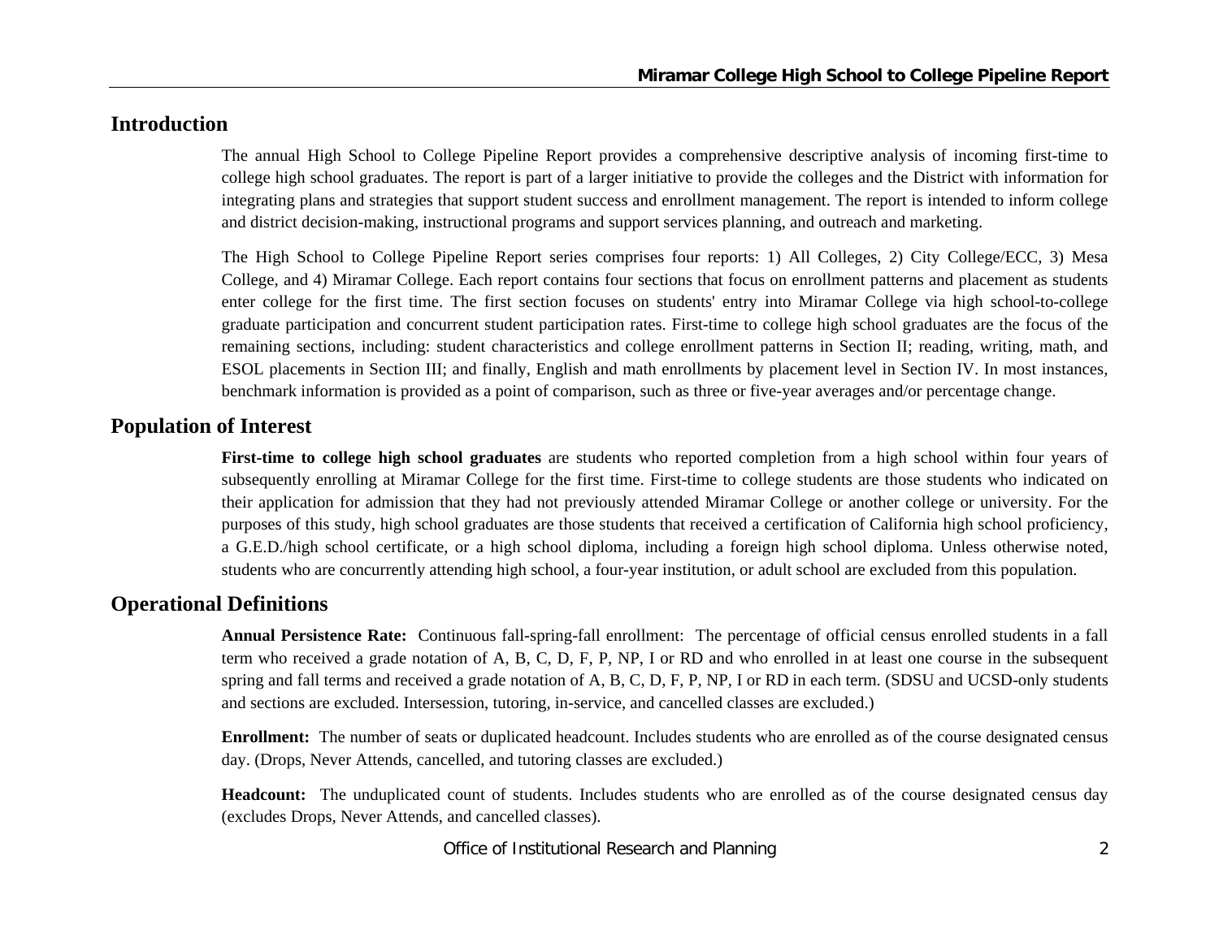## Introduction

The annual High School to College Pipeline Report provides a comprehensive descriptive analysis of incoming first-time to college high school graduates. The report is part of a larger initiative to provide the colleges and the District with information for integrating plans and strategies that support student success and enrollment management. The report is intended to inform college and district decision-making, instructional programs and support services planning, and outreach and marketing.

The High School to College Pipeline Report series comprises four reports: 1) All Colleges, 2) City College/ECC, 3) Mesa College, and 4) Miramar College. Each report contains four sections that focus on enrollment patterns and placement as students enter college for the first time. The first section focuses on students' entry into Miramar College via high school-to-college graduate participation and concurrent student participation rates. First-time to college high school graduates are the focus of the remaining sections, including: student characteristics and college enrollment patterns in Section II; reading, writing, math, and ESOL placements in Section III; and finally, English and math enrollments by placement level in Section IV. In most instances, benchmark information is provided as a point of comparison, such as three or five-year averages and/or percentage change.

## Population of Interest

**First-time to college high school graduates** are students who reported completion from a high school within four years of subsequently enrolling at Miramar College for the first time. First-time to college students are those students who indicated on their application for admission that they had not previously attended Miramar College or another college or university. For the purposes of this study, high school graduates are those students that received a certification of California high school proficiency, a G.E.D./high school certificate, or a high school diploma, including a foreign high school diploma. Unless otherwise noted, students who are concurrently attending high school, a four-year institution, or adult school are excluded from this population.

## Operational Definitions

**Annual Persistence Rate:** Continuous fall-spring-fall enrollment: The percentage of official census enrolled students in a fall term who received a grade notation of A, B, C, D, F, P, NP, I or RD and who enrolled in at least one course in the subsequent spring and fall terms and received a grade notation of A, B, C, D, F, P, NP, I or RD in each term. (SDSU and UCSD-only students and sections are excluded. Intersession, tutoring, in-service, and cancelled classes are excluded.)

**Enrollment:** The number of seats or duplicated headcount. Includes students who are enrolled as of the course designated census day. (Drops, Never Attends, cancelled, and tutoring classes are excluded.)

**Headcount:** The unduplicated count of students. Includes students who are enrolled as of the course designated census day (excludes Drops, Never Attends, and cancelled classes).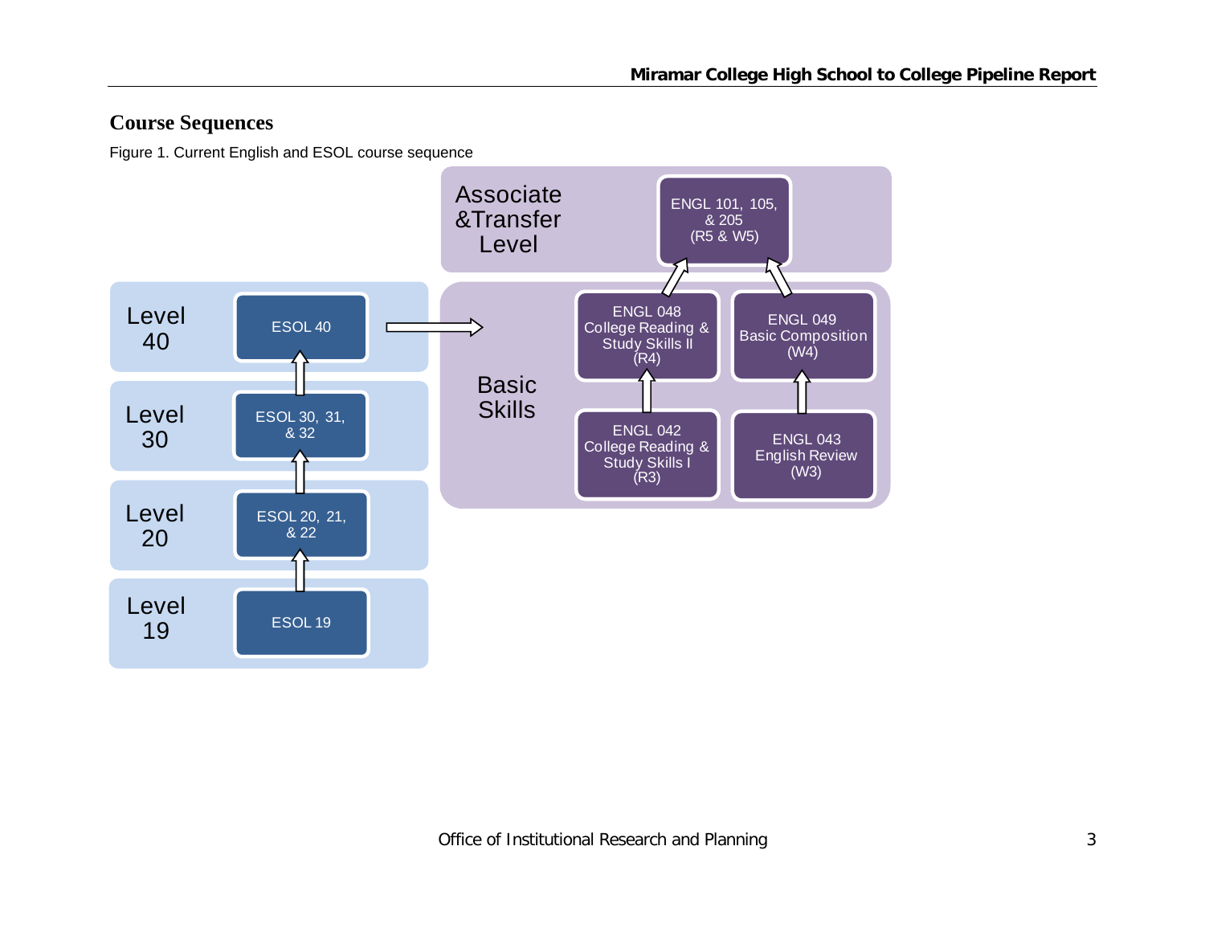## Course Sequences

Figure 1. Current English and ESOL course sequence

Associate &Transfer Level

ENGL 101, 105, & 205 (R5 & W5)

Basic Skills

ENGL 048 College Reading & Study Skills II (R4)

ENGL 049 Basic Composition (W4)

ENGL 042 College Reading & Study Skills I (R3)

ENGL 043 English Review (W3)

Level 40

ESOL 40

Level 30

ESOL 30, 31, & 32

Level 20

ESOL 20, 21, & 22

Level 19

ESOL 19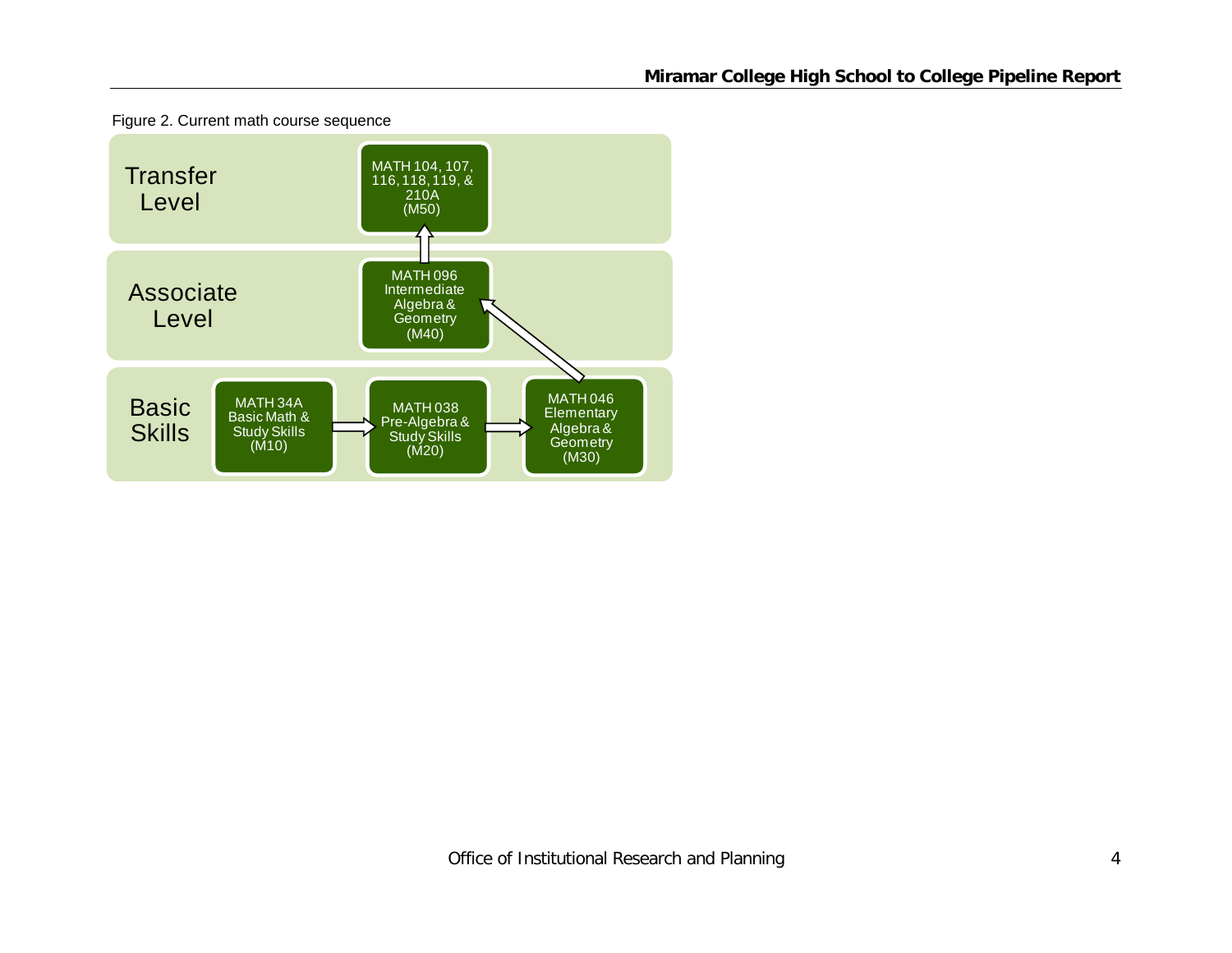Figure 2. Current math course sequence

Transfer Level

MATH 104, 107, 116, 118, 119, & 210A (M50)

Associate Level

MATH 096 Intermediate Algebra & Geometry (M40)

Basic Skills

MATH 34A Basic Math & Study Skills (M10)

MATH 038 Pre-Algebra & Study Skills (M20)

MATH 046 Elementary Algebra & Geometry (M30)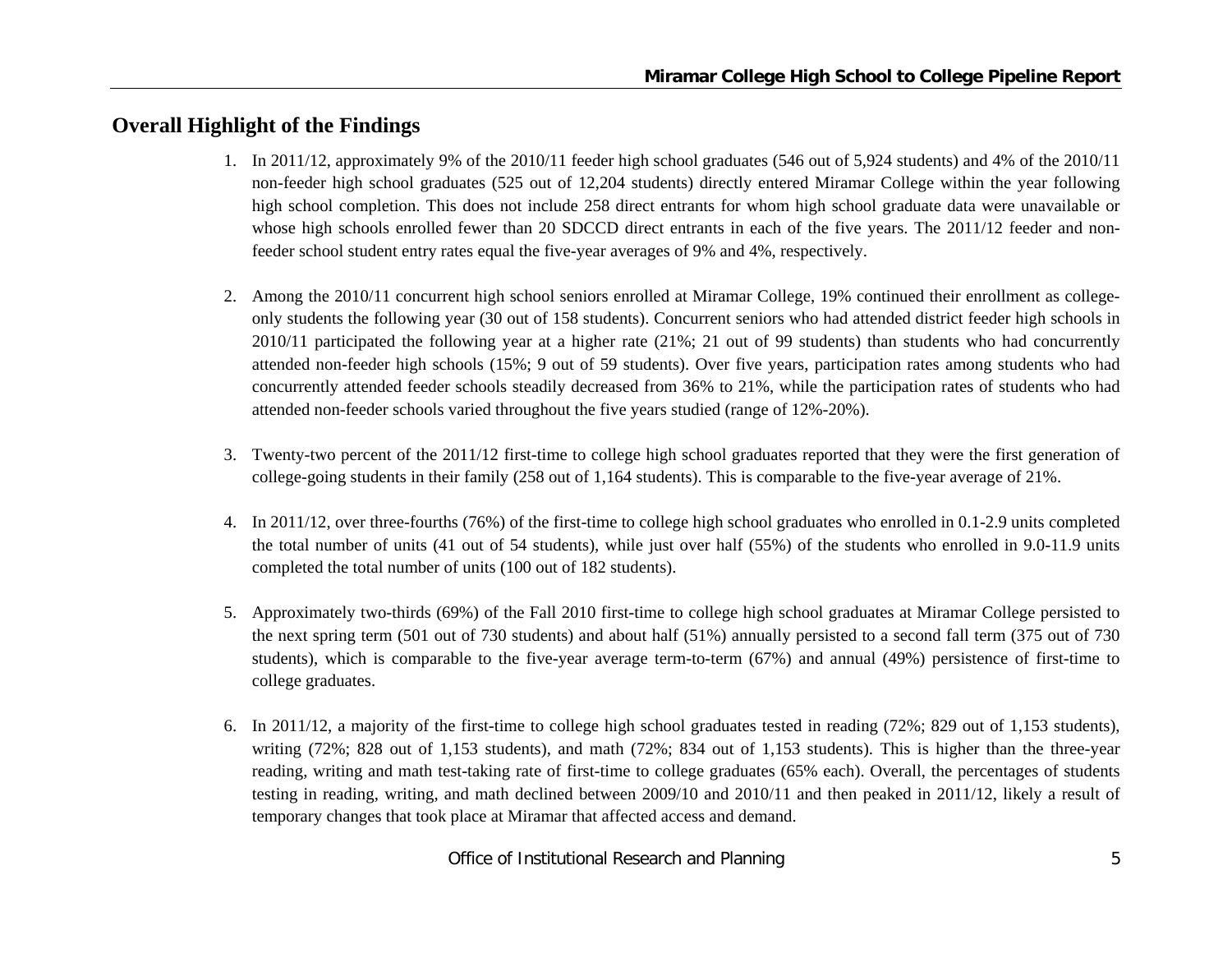## Overall Highlight of the Findings

1. In 2011/12, approximately 9% of the 2010/11 feeder high school graduates (546 out of 5,924 students) and 4% of the 2010/11 non-feeder high school graduates (525 out of 12,204 students) directly entered Miramar College within the year following high school completion. This does not include 258 direct entrants for whom high school graduate data were unavailable or whose high schools enrolled fewer than 20 SDCCD direct entrants in each of the five years. The 2011/12 feeder and non-feeder school student entry rates equal the five-year averages of 9% and 4%, respectively.

2. Among the 2010/11 concurrent high school seniors enrolled at Miramar College, 19% continued their enrollment as college-only students the following year (30 out of 158 students). Concurrent seniors who had attended district feeder high schools in 2010/11 participated the following year at a higher rate (21%; 21 out of 99 students) than students who had concurrently attended non-feeder high schools (15%; 9 out of 59 students). Over five years, participation rates among students who had concurrently attended feeder schools steadily decreased from 36% to 21%, while the participation rates of students who had attended non-feeder schools varied throughout the five years studied (range of 12%-20%).

3. Twenty-two percent of the 2011/12 first-time to college high school graduates reported that they were the first generation of college-going students in their family (258 out of 1,164 students). This is comparable to the five-year average of 21%.

4. In 2011/12, over three-fourths (76%) of the first-time to college high school graduates who enrolled in 0.1-2.9 units completed the total number of units (41 out of 54 students), while just over half (55%) of the students who enrolled in 9.0-11.9 units completed the total number of units (100 out of 182 students).

5. Approximately two-thirds (69%) of the Fall 2010 first-time to college high school graduates at Miramar College persisted to the next spring term (501 out of 730 students) and about half (51%) annually persisted to a second fall term (375 out of 730 students), which is comparable to the five-year average term-to-term (67%) and annual (49%) persistence of first-time to college graduates.

6. In 2011/12, a majority of the first-time to college high school graduates tested in reading (72%; 829 out of 1,153 students), writing (72%; 828 out of 1,153 students), and math (72%; 834 out of 1,153 students). This is higher than the three-year reading, writing and math test-taking rate of first-time to college graduates (65% each). Overall, the percentages of students testing in reading, writing, and math declined between 2009/10 and 2010/11 and then peaked in 2011/12, likely a result of temporary changes that took place at Miramar that affected access and demand.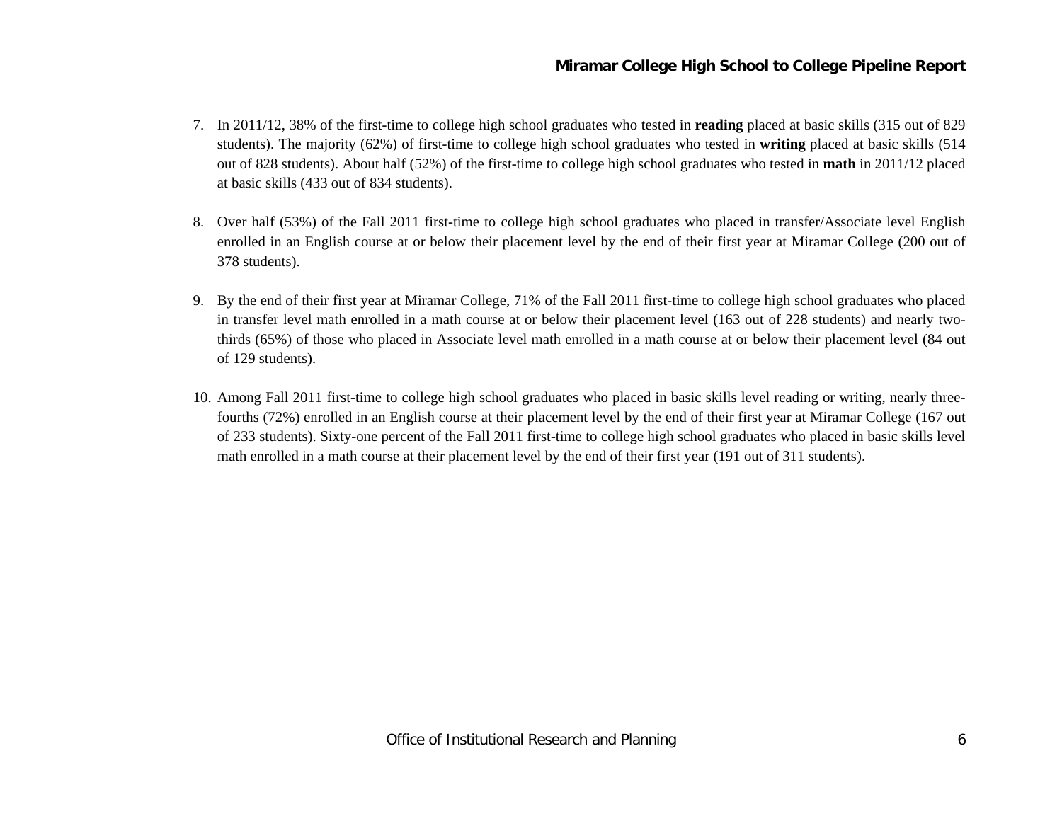7. In 2011/12, 38% of the first-time to college high school graduates who tested in **reading** placed at basic skills (315 out of 829 students). The majority (62%) of first-time to college high school graduates who tested in **writing** placed at basic skills (514 out of 828 students). About half (52%) of the first-time to college high school graduates who tested in **math** in 2011/12 placed at basic skills (433 out of 834 students).

8. Over half (53%) of the Fall 2011 first-time to college high school graduates who placed in transfer/Associate level English enrolled in an English course at or below their placement level by the end of their first year at Miramar College (200 out of 378 students).

9. By the end of their first year at Miramar College, 71% of the Fall 2011 first-time to college high school graduates who placed in transfer level math enrolled in a math course at or below their placement level (163 out of 228 students) and nearly two-thirds (65%) of those who placed in Associate level math enrolled in a math course at or below their placement level (84 out of 129 students).

10. Among Fall 2011 first-time to college high school graduates who placed in basic skills level reading or writing, nearly three-fourths (72%) enrolled in an English course at their placement level by the end of their first year at Miramar College (167 out of 233 students). Sixty-one percent of the Fall 2011 first-time to college high school graduates who placed in basic skills level math enrolled in a math course at their placement level by the end of their first year (191 out of 311 students).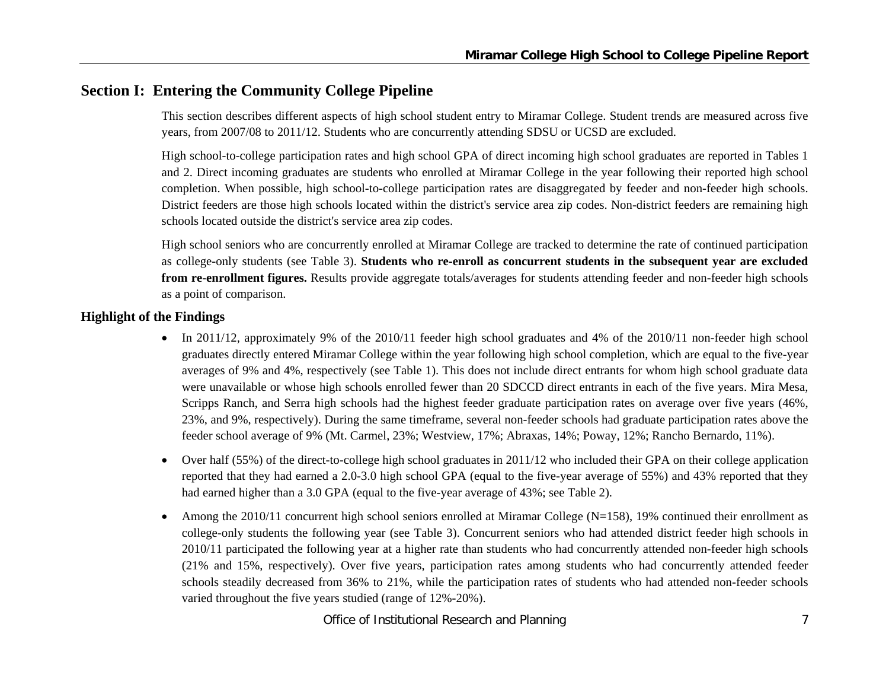## Section I: Entering the Community College Pipeline

This section describes different aspects of high school student entry to Miramar College. Student trends are measured across five years, from 2007/08 to 2011/12. Students who are concurrently attending SDSU or UCSD are excluded.

High school-to-college participation rates and high school GPA of direct incoming high school graduates are reported in Tables 1 and 2. Direct incoming graduates are students who enrolled at Miramar College in the year following their reported high school completion. When possible, high school-to-college participation rates are disaggregated by feeder and non-feeder high schools. District feeders are those high schools located within the district's service area zip codes. Non-district feeders are remaining high schools located outside the district's service area zip codes.

High school seniors who are concurrently enrolled at Miramar College are tracked to determine the rate of continued participation as college-only students (see Table 3). **Students who re-enroll as concurrent students in the subsequent year are excluded from re-enrollment figures.** Results provide aggregate totals/averages for students attending feeder and non-feeder high schools as a point of comparison.

### Highlight of the Findings

- In 2011/12, approximately 9% of the 2010/11 feeder high school graduates and 4% of the 2010/11 non-feeder high school graduates directly entered Miramar College within the year following high school completion, which are equal to the five-year averages of 9% and 4%, respectively (see Table 1). This does not include direct entrants for whom high school graduate data were unavailable or whose high schools enrolled fewer than 20 SDCCD direct entrants in each of the five years. Mira Mesa, Scripps Ranch, and Serra high schools had the highest feeder graduate participation rates on average over five years (46%, 23%, and 9%, respectively). During the same timeframe, several non-feeder schools had graduate participation rates above the feeder school average of 9% (Mt. Carmel, 23%; Westview, 17%; Abraxas, 14%; Poway, 12%; Rancho Bernardo, 11%).
- Over half (55%) of the direct-to-college high school graduates in 2011/12 who included their GPA on their college application reported that they had earned a 2.0-3.0 high school GPA (equal to the five-year average of 55%) and 43% reported that they had earned higher than a 3.0 GPA (equal to the five-year average of 43%; see Table 2).
- Among the 2010/11 concurrent high school seniors enrolled at Miramar College (N=158), 19% continued their enrollment as college-only students the following year (see Table 3). Concurrent seniors who had attended district feeder high schools in 2010/11 participated the following year at a higher rate than students who had concurrently attended non-feeder high schools (21% and 15%, respectively). Over five years, participation rates among students who had concurrently attended feeder schools steadily decreased from 36% to 21%, while the participation rates of students who had attended non-feeder schools varied throughout the five years studied (range of 12%-20%).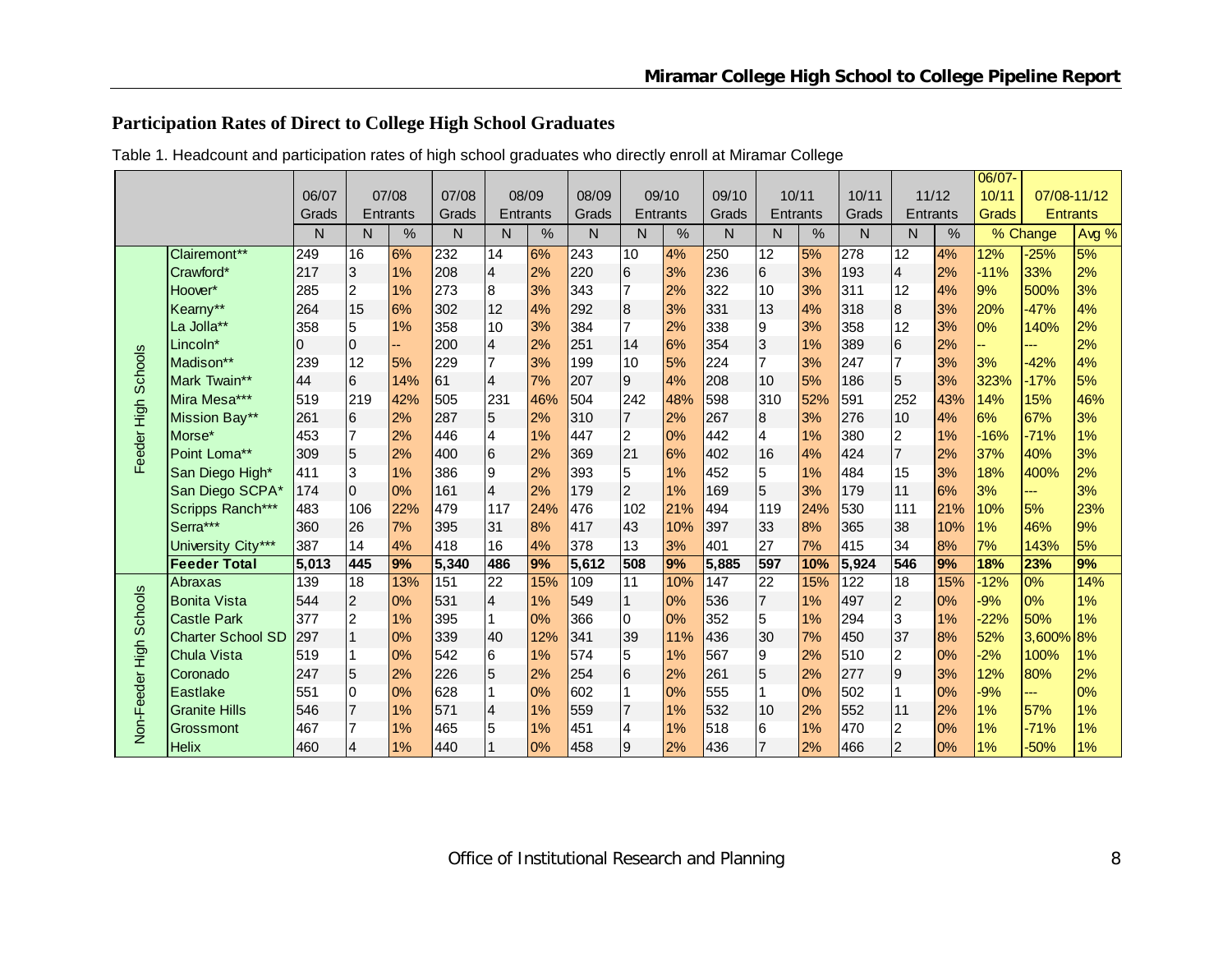## Participation Rates of Direct to College High School Graduates

Table 1. Headcount and participation rates of high school graduates who directly enroll at Miramar College

| | | 06/07 Grads | 07/08 Entrants | | 07/08 Grads | 08/09 Entrants | | 08/09 Grads | 09/10 Entrants | | 09/10 Grads | 10/11 Entrants | | 10/11 Grads | 11/12 Entrants | | 06/07-10/11 Grads | 07/08-11/12 Entrants | |
|---|---|---|---|---|---|---|---|---|---|---|---|---|---|---|---|---|---|---|---|
| | | N | N | % | N | N | % | N | N | % | N | N | % | N | N | % | % Change | | Avg % |
| Feeder High Schools | Clairemont** | 249 | 16 | 6% | 232 | 14 | 6% | 243 | 10 | 4% | 250 | 12 | 5% | 278 | 12 | 4% | 12% | -25% | 5% |
| | Crawford* | 217 | 3 | 1% | 208 | 4 | 2% | 220 | 6 | 3% | 236 | 6 | 3% | 193 | 4 | 2% | -11% | 33% | 2% |
| | Hoover* | 285 | 2 | 1% | 273 | 8 | 3% | 343 | 7 | 2% | 322 | 10 | 3% | 311 | 12 | 4% | 9% | 500% | 3% |
| | Kearny** | 264 | 15 | 6% | 302 | 12 | 4% | 292 | 8 | 3% | 331 | 13 | 4% | 318 | 8 | 3% | 20% | -47% | 4% |
| | La Jolla** | 358 | 5 | 1% | 358 | 10 | 3% | 384 | 7 | 2% | 338 | 9 | 3% | 358 | 12 | 3% | 0% | 140% | 2% |
| | Lincoln* | 0 | 0 | -- | 200 | 4 | 2% | 251 | 14 | 6% | 354 | 3 | 1% | 389 | 6 | 2% | -- | --- | 2% |
| | Madison** | 239 | 12 | 5% | 229 | 7 | 3% | 199 | 10 | 5% | 224 | 7 | 3% | 247 | 7 | 3% | 3% | -42% | 4% |
| | Mark Twain** | 44 | 6 | 14% | 61 | 4 | 7% | 207 | 9 | 4% | 208 | 10 | 5% | 186 | 5 | 3% | 323% | -17% | 5% |
| | Mira Mesa*** | 519 | 219 | 42% | 505 | 231 | 46% | 504 | 242 | 48% | 598 | 310 | 52% | 591 | 252 | 43% | 14% | 15% | 46% |
| | Mission Bay** | 261 | 6 | 2% | 287 | 5 | 2% | 310 | 7 | 2% | 267 | 8 | 3% | 276 | 10 | 4% | 6% | 67% | 3% |
| | Morse* | 453 | 7 | 2% | 446 | 4 | 1% | 447 | 2 | 0% | 442 | 4 | 1% | 380 | 2 | 1% | -16% | -71% | 1% |
| | Point Loma** | 309 | 5 | 2% | 400 | 6 | 2% | 369 | 21 | 6% | 402 | 16 | 4% | 424 | 7 | 2% | 37% | 40% | 3% |
| | San Diego High* | 411 | 3 | 1% | 386 | 9 | 2% | 393 | 5 | 1% | 452 | 5 | 1% | 484 | 15 | 3% | 18% | 400% | 2% |
| | San Diego SCPA* | 174 | 0 | 0% | 161 | 4 | 2% | 179 | 2 | 1% | 169 | 5 | 3% | 179 | 11 | 6% | 3% | --- | 3% |
| | Scripps Ranch*** | 483 | 106 | 22% | 479 | 117 | 24% | 476 | 102 | 21% | 494 | 119 | 24% | 530 | 111 | 21% | 10% | 5% | 23% |
| | Serra*** | 360 | 26 | 7% | 395 | 31 | 8% | 417 | 43 | 10% | 397 | 33 | 8% | 365 | 38 | 10% | 1% | 46% | 9% |
| | University City*** | 387 | 14 | 4% | 418 | 16 | 4% | 378 | 13 | 3% | 401 | 27 | 7% | 415 | 34 | 8% | 7% | 143% | 5% |
| | **Feeder Total** | **5,013** | **445** | **9%** | **5,340** | **486** | **9%** | **5,612** | **508** | **9%** | **5,885** | **597** | **10%** | **5,924** | **546** | **9%** | **18%** | **23%** | **9%** |
| Non-Feeder High Schools | Abraxas | 139 | 18 | 13% | 151 | 22 | 15% | 109 | 11 | 10% | 147 | 22 | 15% | 122 | 18 | 15% | -12% | 0% | 14% |
| | Bonita Vista | 544 | 2 | 0% | 531 | 4 | 1% | 549 | 1 | 0% | 536 | 7 | 1% | 497 | 2 | 0% | -9% | 0% | 1% |
| | Castle Park | 377 | 2 | 1% | 395 | 1 | 0% | 366 | 0 | 0% | 352 | 5 | 1% | 294 | 3 | 1% | -22% | 50% | 1% |
| | Charter School SD | 297 | 1 | 0% | 339 | 40 | 12% | 341 | 39 | 11% | 436 | 30 | 7% | 450 | 37 | 8% | 52% | 3,600% | 8% |
| | Chula Vista | 519 | 1 | 0% | 542 | 6 | 1% | 574 | 5 | 1% | 567 | 9 | 2% | 510 | 2 | 0% | -2% | 100% | 1% |
| | Coronado | 247 | 5 | 2% | 226 | 5 | 2% | 254 | 6 | 2% | 261 | 5 | 2% | 277 | 9 | 3% | 12% | 80% | 2% |
| | Eastlake | 551 | 0 | 0% | 628 | 1 | 0% | 602 | 1 | 0% | 555 | 1 | 0% | 502 | 1 | 0% | -9% | --- | 0% |
| | Granite Hills | 546 | 7 | 1% | 571 | 4 | 1% | 559 | 7 | 1% | 532 | 10 | 2% | 552 | 11 | 2% | 1% | 57% | 1% |
| | Grossmont | 467 | 7 | 1% | 465 | 5 | 1% | 451 | 4 | 1% | 518 | 6 | 1% | 470 | 2 | 0% | 1% | -71% | 1% |
| | Helix | 460 | 4 | 1% | 440 | 1 | 0% | 458 | 9 | 2% | 436 | 7 | 2% | 466 | 2 | 0% | 1% | -50% | 1% |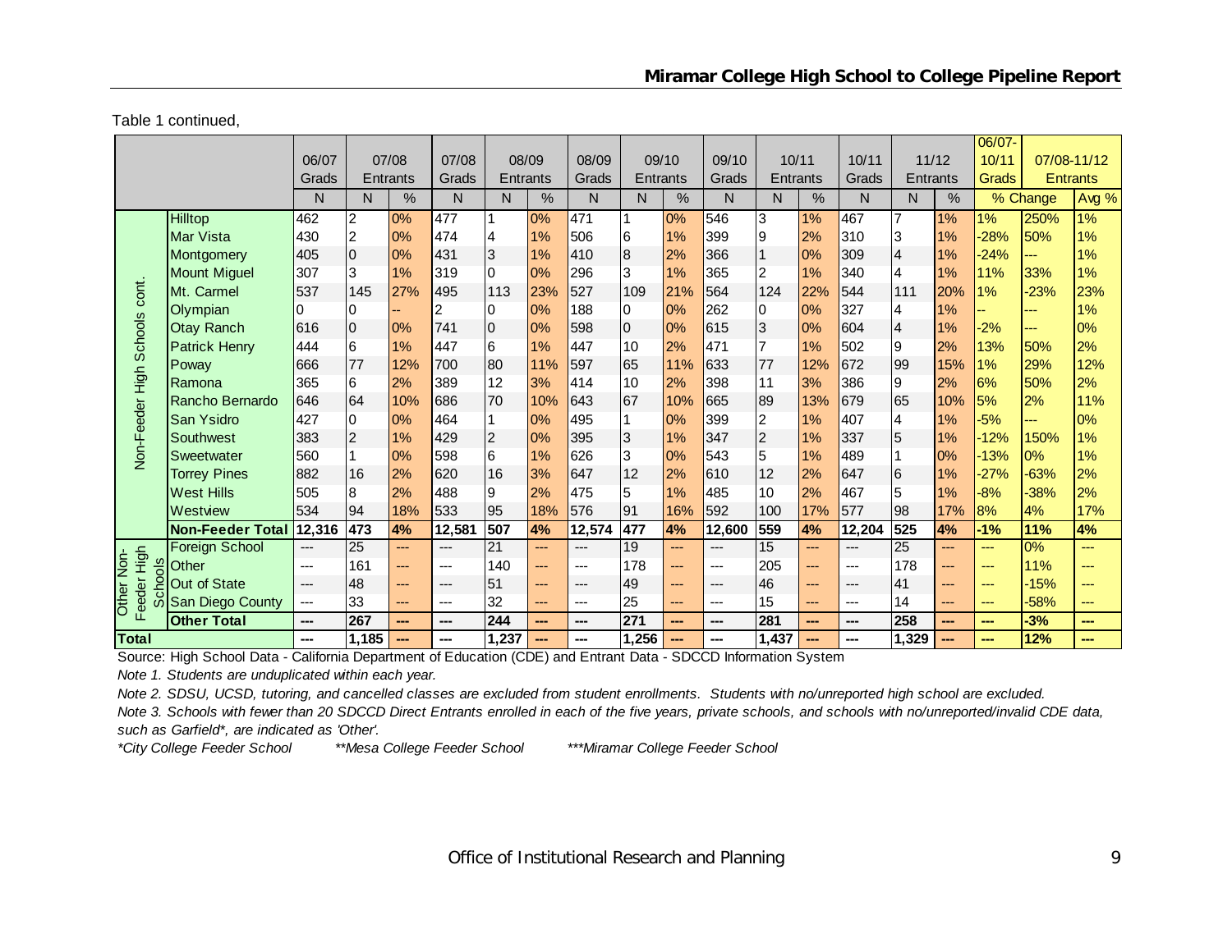Table 1 continued,

| | | 06/07 Grads | 07/08 Entrants | | 07/08 Grads | 08/09 Entrants | | 08/09 Grads | 09/10 Entrants | | 09/10 Grads | 10/11 Entrants | | 10/11 Grads | 11/12 Entrants | | 06/07-10/11 Grads | 07/08-11/12 Entrants | |
|---|---|---|---|---|---|---|---|---|---|---|---|---|---|---|---|---|---|---|---|
| | | N | N | % | N | N | % | N | N | % | N | N | % | N | N | % | % Change | | Avg % |
| Non-Feeder High Schools cont. | Hilltop | 462 | 2 | 0% | 477 | 1 | 0% | 471 | 1 | 0% | 546 | 3 | 1% | 467 | 7 | 1% | 1% | 250% | 1% |
| | Mar Vista | 430 | 2 | 0% | 474 | 4 | 1% | 506 | 6 | 1% | 399 | 9 | 2% | 310 | 3 | 1% | -28% | 50% | 1% |
| | Montgomery | 405 | 0 | 0% | 431 | 3 | 1% | 410 | 8 | 2% | 366 | 1 | 0% | 309 | 4 | 1% | -24% | --- | 1% |
| | Mount Miguel | 307 | 3 | 1% | 319 | 0 | 0% | 296 | 3 | 1% | 365 | 2 | 1% | 340 | 4 | 1% | 11% | 33% | 1% |
| | Mt. Carmel | 537 | 145 | 27% | 495 | 113 | 23% | 527 | 109 | 21% | 564 | 124 | 22% | 544 | 111 | 20% | 1% | -23% | 23% |
| | Olympian | 0 | 0 | -- | 2 | 0 | 0% | 188 | 0 | 0% | 262 | 0 | 0% | 327 | 4 | 1% | -- | --- | 1% |
| | Otay Ranch | 616 | 0 | 0% | 741 | 0 | 0% | 598 | 0 | 0% | 615 | 3 | 0% | 604 | 4 | 1% | -2% | --- | 0% |
| | Patrick Henry | 444 | 6 | 1% | 447 | 6 | 1% | 447 | 10 | 2% | 471 | 7 | 1% | 502 | 9 | 2% | 13% | 50% | 2% |
| | Poway | 666 | 77 | 12% | 700 | 80 | 11% | 597 | 65 | 11% | 633 | 77 | 12% | 672 | 99 | 15% | 1% | 29% | 12% |
| | Ramona | 365 | 6 | 2% | 389 | 12 | 3% | 414 | 10 | 2% | 398 | 11 | 3% | 386 | 9 | 2% | 6% | 50% | 2% |
| | Rancho Bernardo | 646 | 64 | 10% | 686 | 70 | 10% | 643 | 67 | 10% | 665 | 89 | 13% | 679 | 65 | 10% | 5% | 2% | 11% |
| | San Ysidro | 427 | 0 | 0% | 464 | 1 | 0% | 495 | 1 | 0% | 399 | 2 | 1% | 407 | 4 | 1% | -5% | --- | 0% |
| | Southwest | 383 | 2 | 1% | 429 | 2 | 0% | 395 | 3 | 1% | 347 | 2 | 1% | 337 | 5 | 1% | -12% | 150% | 1% |
| | Sweetwater | 560 | 1 | 0% | 598 | 6 | 1% | 626 | 3 | 0% | 543 | 5 | 1% | 489 | 1 | 0% | -13% | 0% | 1% |
| | Torrey Pines | 882 | 16 | 2% | 620 | 16 | 3% | 647 | 12 | 2% | 610 | 12 | 2% | 647 | 6 | 1% | -27% | -63% | 2% |
| | West Hills | 505 | 8 | 2% | 488 | 9 | 2% | 475 | 5 | 1% | 485 | 10 | 2% | 467 | 5 | 1% | -8% | -38% | 2% |
| | Westview | 534 | 94 | 18% | 533 | 95 | 18% | 576 | 91 | 16% | 592 | 100 | 17% | 577 | 98 | 17% | 8% | 4% | 17% |
| | **Non-Feeder Total** | **12,316** | **473** | **4%** | **12,581** | **507** | **4%** | **12,574** | **477** | **4%** | **12,600** | **559** | **4%** | **12,204** | **525** | **4%** | **-1%** | **11%** | **4%** |
| Other Non-Feeder High Schools | Foreign School | --- | 25 | --- | --- | 21 | --- | --- | 19 | --- | --- | 15 | --- | --- | 25 | --- | --- | 0% | --- |
| | Other | --- | 161 | --- | --- | 140 | --- | --- | 178 | --- | --- | 205 | --- | --- | 178 | --- | --- | 11% | --- |
| | Out of State | --- | 48 | --- | --- | 51 | --- | --- | 49 | --- | --- | 46 | --- | --- | 41 | --- | --- | -15% | --- |
| | San Diego County | --- | 33 | --- | --- | 32 | --- | --- | 25 | --- | --- | 15 | --- | --- | 14 | --- | --- | -58% | --- |
| | **Other Total** | **---** | **267** | **---** | **---** | **244** | **---** | **---** | **271** | **---** | **---** | **281** | **---** | **---** | **258** | **---** | **---** | **-3%** | **---** |
| **Total** | | **---** | **1,185** | **---** | **---** | **1,237** | **---** | **---** | **1,256** | **---** | **---** | **1,437** | **---** | **---** | **1,329** | **---** | **---** | **12%** | **---** |

Source: High School Data - California Department of Education (CDE) and Entrant Data - SDCCD Information System

*Note 1. Students are unduplicated within each year.*

*Note 2. SDSU, UCSD, tutoring, and cancelled classes are excluded from student enrollments. Students with no/unreported high school are excluded.*

*Note 3. Schools with fewer than 20 SDCCD Direct Entrants enrolled in each of the five years, private schools, and schools with no/unreported/invalid CDE data, such as Garfield*, are indicated as 'Other'.*

*\*City College Feeder School* *\*\*Mesa College Feeder School* *\*\*\*Miramar College Feeder School*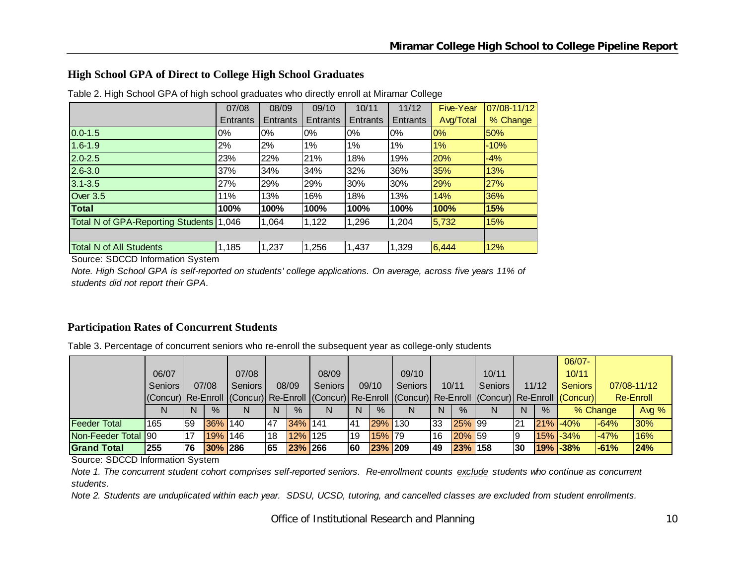## High School GPA of Direct to College High School Graduates

Table 2. High School GPA of high school graduates who directly enroll at Miramar College

| | 07/08 Entrants | 08/09 Entrants | 09/10 Entrants | 10/11 Entrants | 11/12 Entrants | Five-Year Avg/Total | 07/08-11/12 % Change |
|---|---|---|---|---|---|---|---|
| 0.0-1.5 | 0% | 0% | 0% | 0% | 0% | 0% | 50% |
| 1.6-1.9 | 2% | 2% | 1% | 1% | 1% | 1% | -10% |
| 2.0-2.5 | 23% | 22% | 21% | 18% | 19% | 20% | -4% |
| 2.6-3.0 | 37% | 34% | 34% | 32% | 36% | 35% | 13% |
| 3.1-3.5 | 27% | 29% | 29% | 30% | 30% | 29% | 27% |
| Over 3.5 | 11% | 13% | 16% | 18% | 13% | 14% | 36% |
| **Total** | **100%** | **100%** | **100%** | **100%** | **100%** | **100%** | **15%** |
| Total N of GPA-Reporting Students | 1,046 | 1,064 | 1,122 | 1,296 | 1,204 | 5,732 | 15% |
| | | | | | | | |
| Total N of All Students | 1,185 | 1,237 | 1,256 | 1,437 | 1,329 | 6,444 | 12% |

Source: SDCCD Information System

*Note. High School GPA is self-reported on students' college applications. On average, across five years 11% of students did not report their GPA.*

## Participation Rates of Concurrent Students

Table 3. Percentage of concurrent seniors who re-enroll the subsequent year as college-only students

| | 06/07 Seniors (Concur) | 07/08 Re-Enroll | | 07/08 Seniors (Concur) | 08/09 Re-Enroll | | 08/09 Seniors (Concur) | 09/10 Re-Enroll | | 09/10 Seniors (Concur) | 10/11 Re-Enroll | | 10/11 Seniors (Concur) | 11/12 Re-Enroll | | 06/07-10/11 Seniors (Concur) | 07/08-11/12 Re-Enroll | |
|---|---|---|---|---|---|---|---|---|---|---|---|---|---|---|---|---|---|---|
| | N | N | % | N | N | % | N | N | % | N | N | % | N | N | % | % Change | | Avg % |
| Feeder Total | 165 | 59 | 36% | 140 | 47 | 34% | 141 | 41 | 29% | 130 | 33 | 25% | 99 | 21 | 21% | -40% | -64% | 30% |
| Non-Feeder Total | 90 | 17 | 19% | 146 | 18 | 12% | 125 | 19 | 15% | 79 | 16 | 20% | 59 | 9 | 15% | -34% | -47% | 16% |
| **Grand Total** | **255** | **76** | **30%** | **286** | **65** | **23%** | **266** | **60** | **23%** | **209** | **49** | **23%** | **158** | **30** | **19%** | **-38%** | **-61%** | **24%** |

Source: SDCCD Information System

*Note 1. The concurrent student cohort comprises self-reported seniors. Re-enrollment counts exclude students who continue as concurrent students.*

*Note 2. Students are unduplicated within each year. SDSU, UCSD, tutoring, and cancelled classes are excluded from student enrollments.*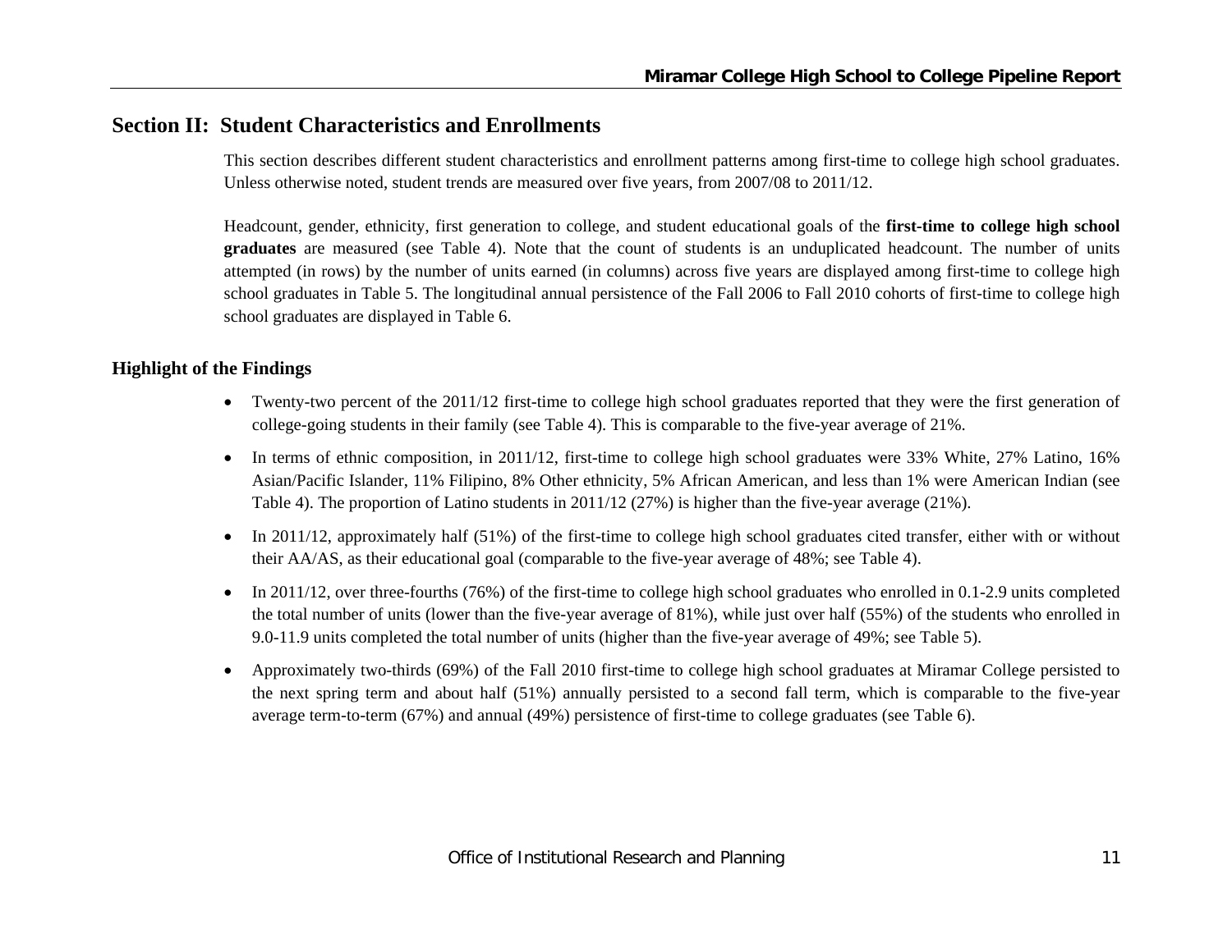## Section II: Student Characteristics and Enrollments

This section describes different student characteristics and enrollment patterns among first-time to college high school graduates. Unless otherwise noted, student trends are measured over five years, from 2007/08 to 2011/12.

Headcount, gender, ethnicity, first generation to college, and student educational goals of the **first-time to college high school graduates** are measured (see Table 4). Note that the count of students is an unduplicated headcount. The number of units attempted (in rows) by the number of units earned (in columns) across five years are displayed among first-time to college high school graduates in Table 5. The longitudinal annual persistence of the Fall 2006 to Fall 2010 cohorts of first-time to college high school graduates are displayed in Table 6.

### Highlight of the Findings

- Twenty-two percent of the 2011/12 first-time to college high school graduates reported that they were the first generation of college-going students in their family (see Table 4). This is comparable to the five-year average of 21%.
- In terms of ethnic composition, in 2011/12, first-time to college high school graduates were 33% White, 27% Latino, 16% Asian/Pacific Islander, 11% Filipino, 8% Other ethnicity, 5% African American, and less than 1% were American Indian (see Table 4). The proportion of Latino students in 2011/12 (27%) is higher than the five-year average (21%).
- In 2011/12, approximately half (51%) of the first-time to college high school graduates cited transfer, either with or without their AA/AS, as their educational goal (comparable to the five-year average of 48%; see Table 4).
- In 2011/12, over three-fourths (76%) of the first-time to college high school graduates who enrolled in 0.1-2.9 units completed the total number of units (lower than the five-year average of 81%), while just over half (55%) of the students who enrolled in 9.0-11.9 units completed the total number of units (higher than the five-year average of 49%; see Table 5).
- Approximately two-thirds (69%) of the Fall 2010 first-time to college high school graduates at Miramar College persisted to the next spring term and about half (51%) annually persisted to a second fall term, which is comparable to the five-year average term-to-term (67%) and annual (49%) persistence of first-time to college graduates (see Table 6).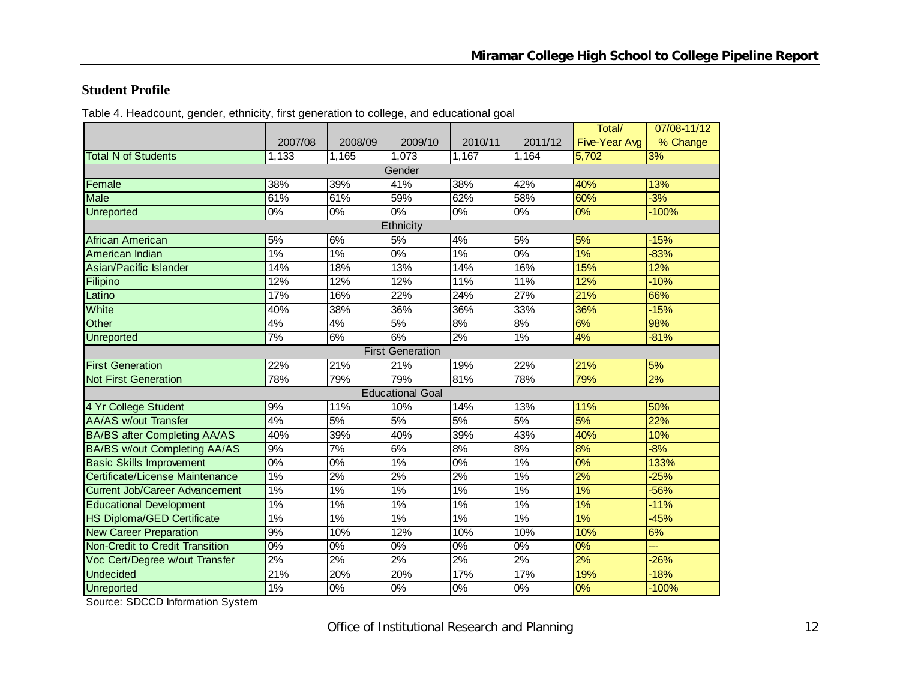## Student Profile

Table 4. Headcount, gender, ethnicity, first generation to college, and educational goal

| | 2007/08 | 2008/09 | 2009/10 | 2010/11 | 2011/12 | Total/ Five-Year Avg | 07/08-11/12 % Change |
|---|---|---|---|---|---|---|---|
| Total N of Students | 1,133 | 1,165 | 1,073 | 1,167 | 1,164 | 5,702 | 3% |
| Gender | | | | | | | |
| Female | 38% | 39% | 41% | 38% | 42% | 40% | 13% |
| Male | 61% | 61% | 59% | 62% | 58% | 60% | -3% |
| Unreported | 0% | 0% | 0% | 0% | 0% | 0% | -100% |
| Ethnicity | | | | | | | |
| African American | 5% | 6% | 5% | 4% | 5% | 5% | -15% |
| American Indian | 1% | 1% | 0% | 1% | 0% | 1% | -83% |
| Asian/Pacific Islander | 14% | 18% | 13% | 14% | 16% | 15% | 12% |
| Filipino | 12% | 12% | 12% | 11% | 11% | 12% | -10% |
| Latino | 17% | 16% | 22% | 24% | 27% | 21% | 66% |
| White | 40% | 38% | 36% | 36% | 33% | 36% | -15% |
| Other | 4% | 4% | 5% | 8% | 8% | 6% | 98% |
| Unreported | 7% | 6% | 6% | 2% | 1% | 4% | -81% |
| First Generation | | | | | | | |
| First Generation | 22% | 21% | 21% | 19% | 22% | 21% | 5% |
| Not First Generation | 78% | 79% | 79% | 81% | 78% | 79% | 2% |
| Educational Goal | | | | | | | |
| 4 Yr College Student | 9% | 11% | 10% | 14% | 13% | 11% | 50% |
| AA/AS w/out Transfer | 4% | 5% | 5% | 5% | 5% | 5% | 22% |
| BA/BS after Completing AA/AS | 40% | 39% | 40% | 39% | 43% | 40% | 10% |
| BA/BS w/out Completing AA/AS | 9% | 7% | 6% | 8% | 8% | 8% | -8% |
| Basic Skills Improvement | 0% | 0% | 1% | 0% | 1% | 0% | 133% |
| Certificate/License Maintenance | 1% | 2% | 2% | 2% | 1% | 2% | -25% |
| Current Job/Career Advancement | 1% | 1% | 1% | 1% | 1% | 1% | -56% |
| Educational Development | 1% | 1% | 1% | 1% | 1% | 1% | -11% |
| HS Diploma/GED Certificate | 1% | 1% | 1% | 1% | 1% | 1% | -45% |
| New Career Preparation | 9% | 10% | 12% | 10% | 10% | 10% | 6% |
| Non-Credit to Credit Transition | 0% | 0% | 0% | 0% | 0% | 0% | --- |
| Voc Cert/Degree w/out Transfer | 2% | 2% | 2% | 2% | 2% | 2% | -26% |
| Undecided | 21% | 20% | 20% | 17% | 17% | 19% | -18% |
| Unreported | 1% | 0% | 0% | 0% | 0% | 0% | -100% |

Source: SDCCD Information System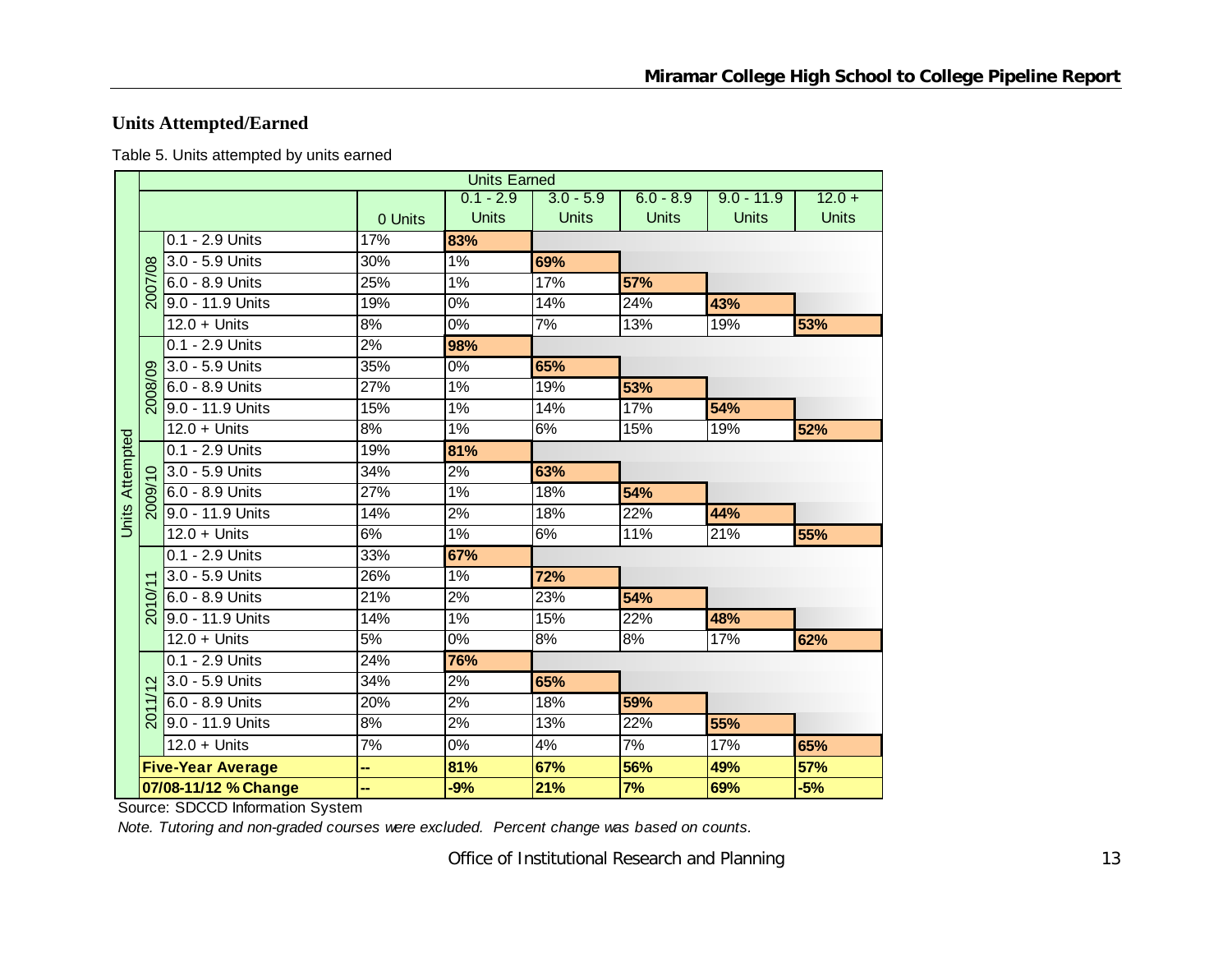## Units Attempted/Earned

Table 5. Units attempted by units earned

| | | | Units Earned | | | | | |
|---|---|---|---|---|---|---|---|---|
| | | | 0 Units | 0.1 - 2.9 Units | 3.0 - 5.9 Units | 6.0 - 8.9 Units | 9.0 - 11.9 Units | 12.0 + Units |
| Units Attempted | 2007/08 | 0.1 - 2.9 Units | 17% | **83%** | | | | |
| | | 3.0 - 5.9 Units | 30% | 1% | **69%** | | | |
| | | 6.0 - 8.9 Units | 25% | 1% | 17% | **57%** | | |
| | | 9.0 - 11.9 Units | 19% | 0% | 14% | 24% | **43%** | |
| | | 12.0 + Units | 8% | 0% | 7% | 13% | 19% | **53%** |
| | 2008/09 | 0.1 - 2.9 Units | 2% | **98%** | | | | |
| | | 3.0 - 5.9 Units | 35% | 0% | **65%** | | | |
| | | 6.0 - 8.9 Units | 27% | 1% | 19% | **53%** | | |
| | | 9.0 - 11.9 Units | 15% | 1% | 14% | 17% | **54%** | |
| | | 12.0 + Units | 8% | 1% | 6% | 15% | 19% | **52%** |
| | 2009/10 | 0.1 - 2.9 Units | 19% | **81%** | | | | |
| | | 3.0 - 5.9 Units | 34% | 2% | **63%** | | | |
| | | 6.0 - 8.9 Units | 27% | 1% | 18% | **54%** | | |
| | | 9.0 - 11.9 Units | 14% | 2% | 18% | 22% | **44%** | |
| | | 12.0 + Units | 6% | 1% | 6% | 11% | 21% | **55%** |
| | 2010/11 | 0.1 - 2.9 Units | 33% | **67%** | | | | |
| | | 3.0 - 5.9 Units | 26% | 1% | **72%** | | | |
| | | 6.0 - 8.9 Units | 21% | 2% | 23% | **54%** | | |
| | | 9.0 - 11.9 Units | 14% | 1% | 15% | 22% | **48%** | |
| | | 12.0 + Units | 5% | 0% | 8% | 8% | 17% | **62%** |
| | 2011/12 | 0.1 - 2.9 Units | 24% | **76%** | | | | |
| | | 3.0 - 5.9 Units | 34% | 2% | **65%** | | | |
| | | 6.0 - 8.9 Units | 20% | 2% | 18% | **59%** | | |
| | | 9.0 - 11.9 Units | 8% | 2% | 13% | 22% | **55%** | |
| | | 12.0 + Units | 7% | 0% | 4% | 7% | 17% | **65%** |
| | **Five-Year Average** | | -- | **81%** | **67%** | **56%** | **49%** | **57%** |
| | **07/08-11/12 % Change** | | -- | **-9%** | **21%** | **7%** | **69%** | **-5%** |

Source: SDCCD Information System

*Note. Tutoring and non-graded courses were excluded. Percent change was based on counts.*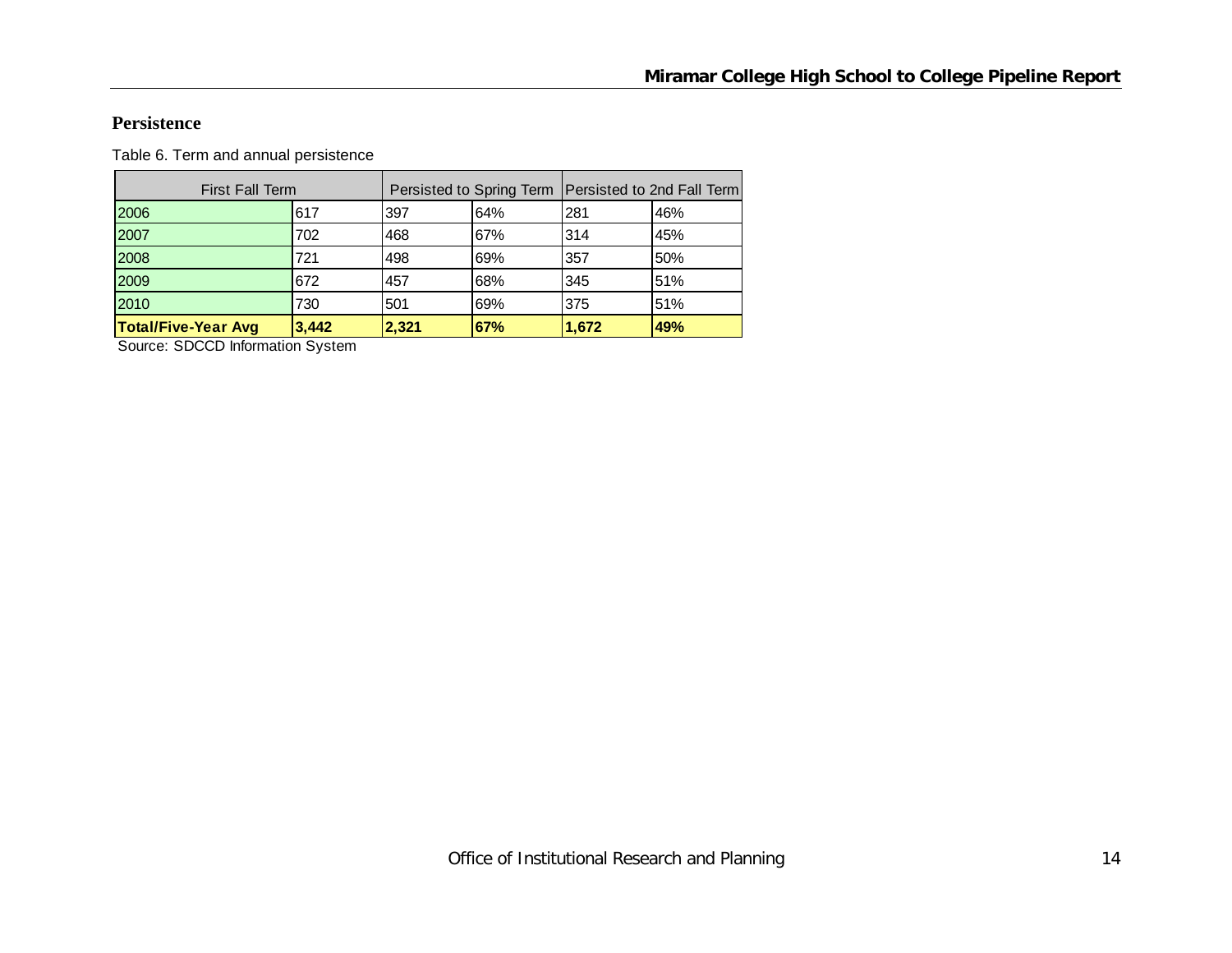## Persistence

Table 6. Term and annual persistence

| First Fall Term | | Persisted to Spring Term | | Persisted to 2nd Fall Term | |
|---|---|---|---|---|---|
| 2006 | 617 | 397 | 64% | 281 | 46% |
| 2007 | 702 | 468 | 67% | 314 | 45% |
| 2008 | 721 | 498 | 69% | 357 | 50% |
| 2009 | 672 | 457 | 68% | 345 | 51% |
| 2010 | 730 | 501 | 69% | 375 | 51% |
| **Total/Five-Year Avg** | **3,442** | **2,321** | **67%** | **1,672** | **49%** |

Source: SDCCD Information System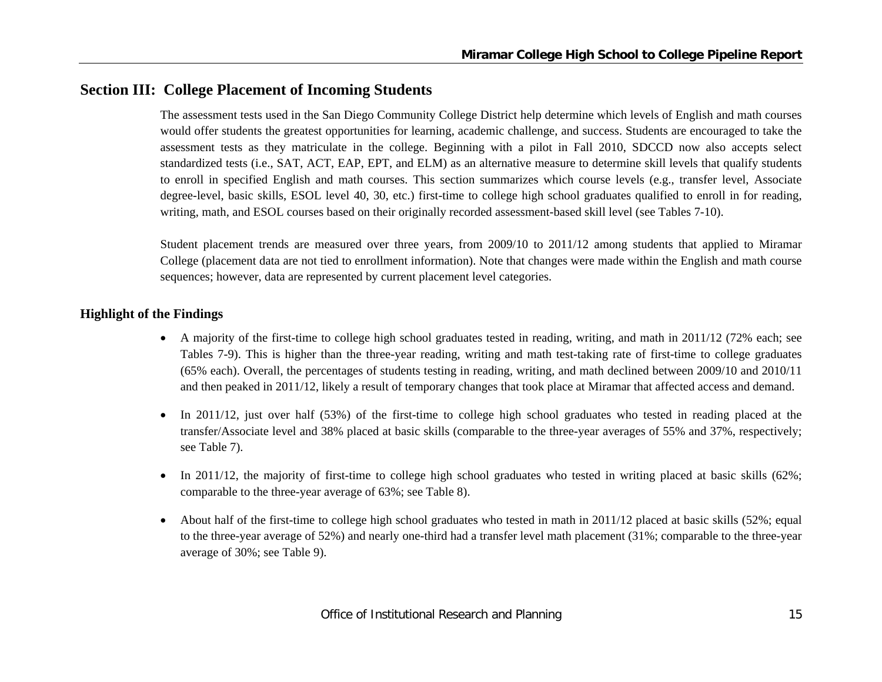## Section III: College Placement of Incoming Students

The assessment tests used in the San Diego Community College District help determine which levels of English and math courses would offer students the greatest opportunities for learning, academic challenge, and success. Students are encouraged to take the assessment tests as they matriculate in the college. Beginning with a pilot in Fall 2010, SDCCD now also accepts select standardized tests (i.e., SAT, ACT, EAP, EPT, and ELM) as an alternative measure to determine skill levels that qualify students to enroll in specified English and math courses. This section summarizes which course levels (e.g., transfer level, Associate degree-level, basic skills, ESOL level 40, 30, etc.) first-time to college high school graduates qualified to enroll in for reading, writing, math, and ESOL courses based on their originally recorded assessment-based skill level (see Tables 7-10).

Student placement trends are measured over three years, from 2009/10 to 2011/12 among students that applied to Miramar College (placement data are not tied to enrollment information). Note that changes were made within the English and math course sequences; however, data are represented by current placement level categories.

### Highlight of the Findings

- A majority of the first-time to college high school graduates tested in reading, writing, and math in 2011/12 (72% each; see Tables 7-9). This is higher than the three-year reading, writing and math test-taking rate of first-time to college graduates (65% each). Overall, the percentages of students testing in reading, writing, and math declined between 2009/10 and 2010/11 and then peaked in 2011/12, likely a result of temporary changes that took place at Miramar that affected access and demand.
- In 2011/12, just over half (53%) of the first-time to college high school graduates who tested in reading placed at the transfer/Associate level and 38% placed at basic skills (comparable to the three-year averages of 55% and 37%, respectively; see Table 7).
- In 2011/12, the majority of first-time to college high school graduates who tested in writing placed at basic skills (62%; comparable to the three-year average of 63%; see Table 8).
- About half of the first-time to college high school graduates who tested in math in 2011/12 placed at basic skills (52%; equal to the three-year average of 52%) and nearly one-third had a transfer level math placement (31%; comparable to the three-year average of 30%; see Table 9).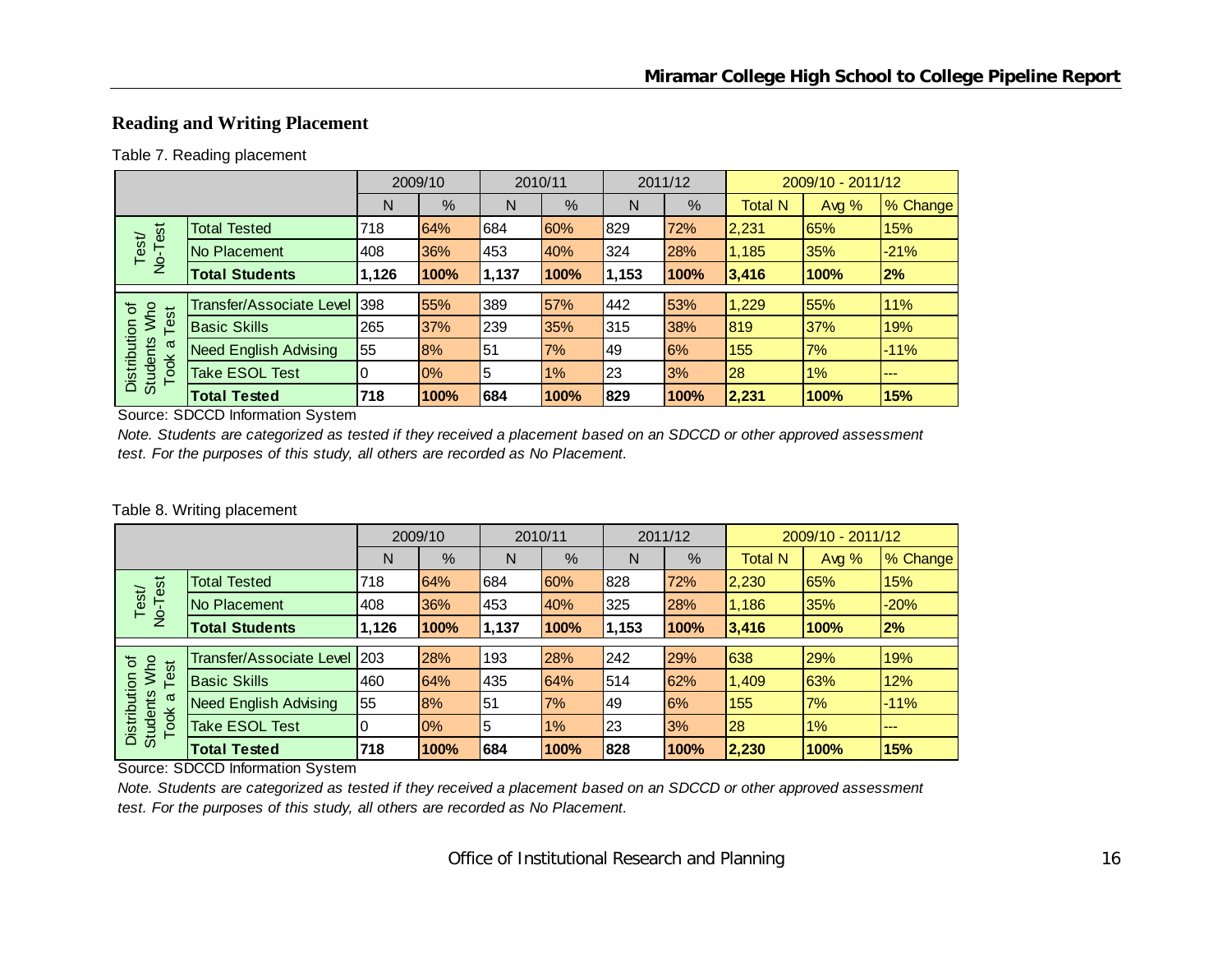## Reading and Writing Placement

Table 7. Reading placement

| | | 2009/10 | | 2010/11 | | 2011/12 | | 2009/10 - 2011/12 | | |
|---|---|---|---|---|---|---|---|---|---|---|
| | | N | % | N | % | N | % | Total N | Avg % | % Change |
| Test/ No-Test | Total Tested | 718 | 64% | 684 | 60% | 829 | 72% | 2,231 | 65% | 15% |
| | No Placement | 408 | 36% | 453 | 40% | 324 | 28% | 1,185 | 35% | -21% |
| | **Total Students** | **1,126** | **100%** | **1,137** | **100%** | **1,153** | **100%** | **3,416** | **100%** | **2%** |
| Distribution of Students Who Took a Test | Transfer/Associate Level | 398 | 55% | 389 | 57% | 442 | 53% | 1,229 | 55% | 11% |
| | Basic Skills | 265 | 37% | 239 | 35% | 315 | 38% | 819 | 37% | 19% |
| | Need English Advising | 55 | 8% | 51 | 7% | 49 | 6% | 155 | 7% | -11% |
| | Take ESOL Test | 0 | 0% | 5 | 1% | 23 | 3% | 28 | 1% | --- |
| | **Total Tested** | **718** | **100%** | **684** | **100%** | **829** | **100%** | **2,231** | **100%** | **15%** |

Source: SDCCD Information System

*Note. Students are categorized as tested if they received a placement based on an SDCCD or other approved assessment test. For the purposes of this study, all others are recorded as No Placement.*

Table 8. Writing placement

| | | 2009/10 | | 2010/11 | | 2011/12 | | 2009/10 - 2011/12 | | |
|---|---|---|---|---|---|---|---|---|---|---|
| | | N | % | N | % | N | % | Total N | Avg % | % Change |
| Test/ No-Test | Total Tested | 718 | 64% | 684 | 60% | 828 | 72% | 2,230 | 65% | 15% |
| | No Placement | 408 | 36% | 453 | 40% | 325 | 28% | 1,186 | 35% | -20% |
| | **Total Students** | **1,126** | **100%** | **1,137** | **100%** | **1,153** | **100%** | **3,416** | **100%** | **2%** |
| Distribution of Students Who Took a Test | Transfer/Associate Level | 203 | 28% | 193 | 28% | 242 | 29% | 638 | 29% | 19% |
| | Basic Skills | 460 | 64% | 435 | 64% | 514 | 62% | 1,409 | 63% | 12% |
| | Need English Advising | 55 | 8% | 51 | 7% | 49 | 6% | 155 | 7% | -11% |
| | Take ESOL Test | 0 | 0% | 5 | 1% | 23 | 3% | 28 | 1% | --- |
| | **Total Tested** | **718** | **100%** | **684** | **100%** | **828** | **100%** | **2,230** | **100%** | **15%** |

Source: SDCCD Information System

*Note. Students are categorized as tested if they received a placement based on an SDCCD or other approved assessment test. For the purposes of this study, all others are recorded as No Placement.*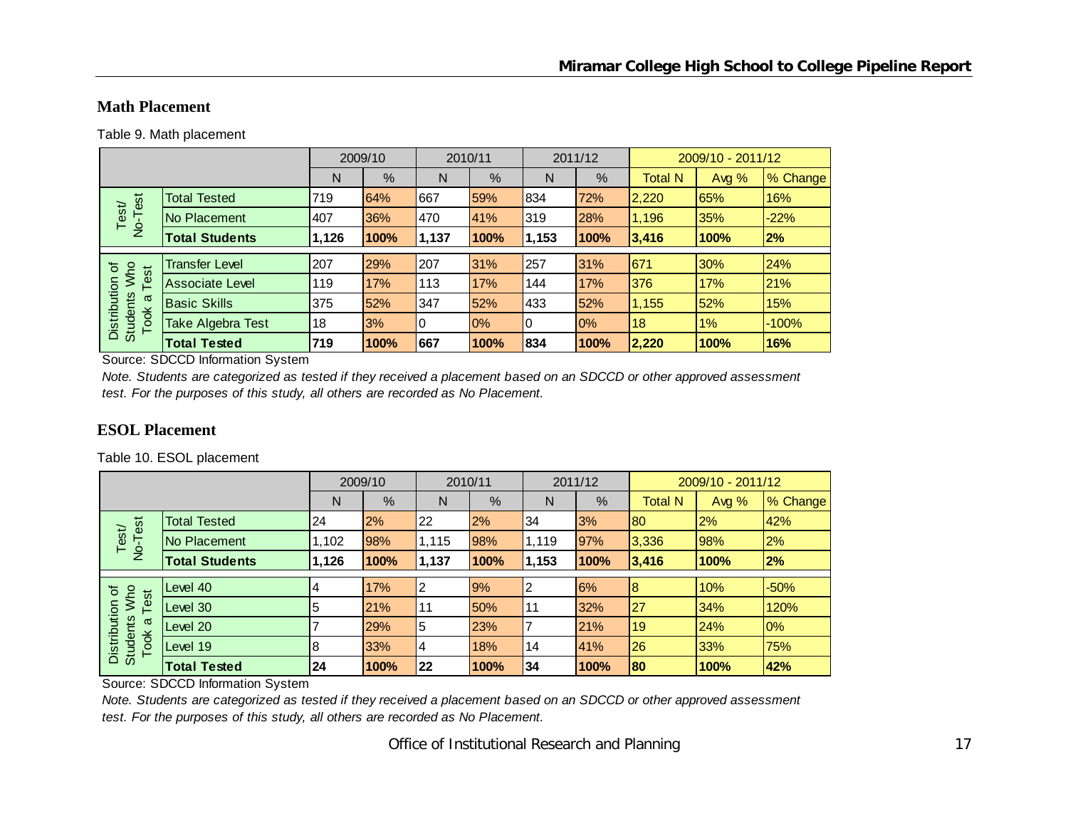## Math Placement

Table 9. Math placement

| | | 2009/10 | | 2010/11 | | 2011/12 | | 2009/10 - 2011/12 | | |
|---|---|---|---|---|---|---|---|---|---|---|
| | | N | % | N | % | N | % | Total N | Avg % | % Change |
| Test/ No-Test | Total Tested | 719 | 64% | 667 | 59% | 834 | 72% | 2,220 | 65% | 16% |
| | No Placement | 407 | 36% | 470 | 41% | 319 | 28% | 1,196 | 35% | -22% |
| | **Total Students** | **1,126** | **100%** | **1,137** | **100%** | **1,153** | **100%** | **3,416** | **100%** | **2%** |
| Distribution of Students Who Took a Test | Transfer Level | 207 | 29% | 207 | 31% | 257 | 31% | 671 | 30% | 24% |
| | Associate Level | 119 | 17% | 113 | 17% | 144 | 17% | 376 | 17% | 21% |
| | Basic Skills | 375 | 52% | 347 | 52% | 433 | 52% | 1,155 | 52% | 15% |
| | Take Algebra Test | 18 | 3% | 0 | 0% | 0 | 0% | 18 | 1% | -100% |
| | **Total Tested** | **719** | **100%** | **667** | **100%** | **834** | **100%** | **2,220** | **100%** | **16%** |

Source: SDCCD Information System

*Note. Students are categorized as tested if they received a placement based on an SDCCD or other approved assessment test. For the purposes of this study, all others are recorded as No Placement.*

## ESOL Placement

Table 10. ESOL placement

| | | 2009/10 | | 2010/11 | | 2011/12 | | 2009/10 - 2011/12 | | |
|---|---|---|---|---|---|---|---|---|---|---|
| | | N | % | N | % | N | % | Total N | Avg % | % Change |
| Test/ No-Test | Total Tested | 24 | 2% | 22 | 2% | 34 | 3% | 80 | 2% | 42% |
| | No Placement | 1,102 | 98% | 1,115 | 98% | 1,119 | 97% | 3,336 | 98% | 2% |
| | **Total Students** | **1,126** | **100%** | **1,137** | **100%** | **1,153** | **100%** | **3,416** | **100%** | **2%** |
| Distribution of Students Who Took a Test | Level 40 | 4 | 17% | 2 | 9% | 2 | 6% | 8 | 10% | -50% |
| | Level 30 | 5 | 21% | 11 | 50% | 11 | 32% | 27 | 34% | 120% |
| | Level 20 | 7 | 29% | 5 | 23% | 7 | 21% | 19 | 24% | 0% |
| | Level 19 | 8 | 33% | 4 | 18% | 14 | 41% | 26 | 33% | 75% |
| | **Total Tested** | **24** | **100%** | **22** | **100%** | **34** | **100%** | **80** | **100%** | **42%** |

Source: SDCCD Information System

*Note. Students are categorized as tested if they received a placement based on an SDCCD or other approved assessment test. For the purposes of this study, all others are recorded as No Placement.*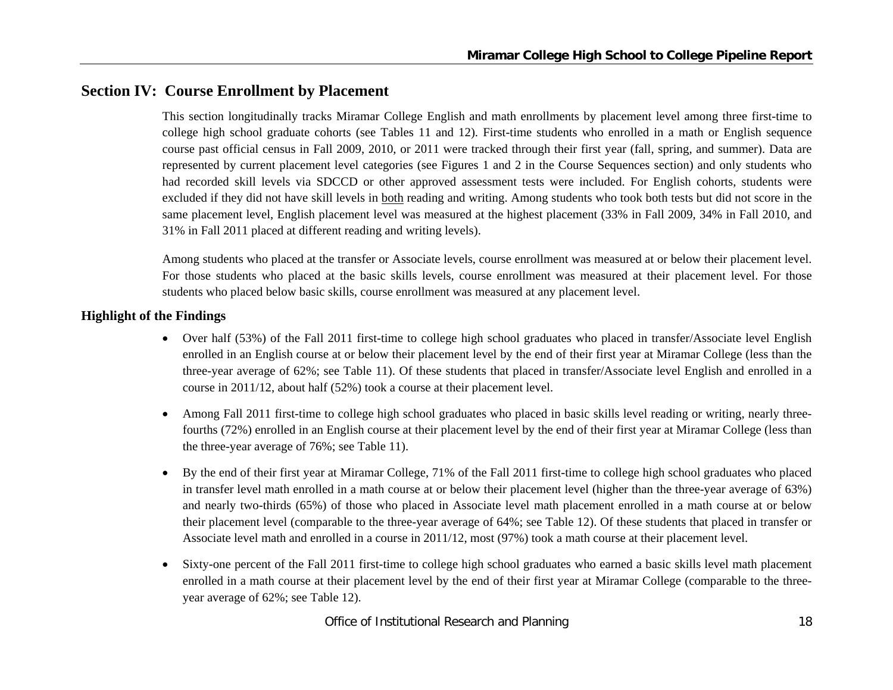## Section IV: Course Enrollment by Placement

This section longitudinally tracks Miramar College English and math enrollments by placement level among three first-time to college high school graduate cohorts (see Tables 11 and 12). First-time students who enrolled in a math or English sequence course past official census in Fall 2009, 2010, or 2011 were tracked through their first year (fall, spring, and summer). Data are represented by current placement level categories (see Figures 1 and 2 in the Course Sequences section) and only students who had recorded skill levels via SDCCD or other approved assessment tests were included. For English cohorts, students were excluded if they did not have skill levels in both reading and writing. Among students who took both tests but did not score in the same placement level, English placement level was measured at the highest placement (33% in Fall 2009, 34% in Fall 2010, and 31% in Fall 2011 placed at different reading and writing levels).

Among students who placed at the transfer or Associate levels, course enrollment was measured at or below their placement level. For those students who placed at the basic skills levels, course enrollment was measured at their placement level. For those students who placed below basic skills, course enrollment was measured at any placement level.

### Highlight of the Findings

- Over half (53%) of the Fall 2011 first-time to college high school graduates who placed in transfer/Associate level English enrolled in an English course at or below their placement level by the end of their first year at Miramar College (less than the three-year average of 62%; see Table 11). Of these students that placed in transfer/Associate level English and enrolled in a course in 2011/12, about half (52%) took a course at their placement level.
- Among Fall 2011 first-time to college high school graduates who placed in basic skills level reading or writing, nearly three-fourths (72%) enrolled in an English course at their placement level by the end of their first year at Miramar College (less than the three-year average of 76%; see Table 11).
- By the end of their first year at Miramar College, 71% of the Fall 2011 first-time to college high school graduates who placed in transfer level math enrolled in a math course at or below their placement level (higher than the three-year average of 63%) and nearly two-thirds (65%) of those who placed in Associate level math placement enrolled in a math course at or below their placement level (comparable to the three-year average of 64%; see Table 12). Of these students that placed in transfer or Associate level math and enrolled in a course in 2011/12, most (97%) took a math course at their placement level.
- Sixty-one percent of the Fall 2011 first-time to college high school graduates who earned a basic skills level math placement enrolled in a math course at their placement level by the end of their first year at Miramar College (comparable to the three-year average of 62%; see Table 12).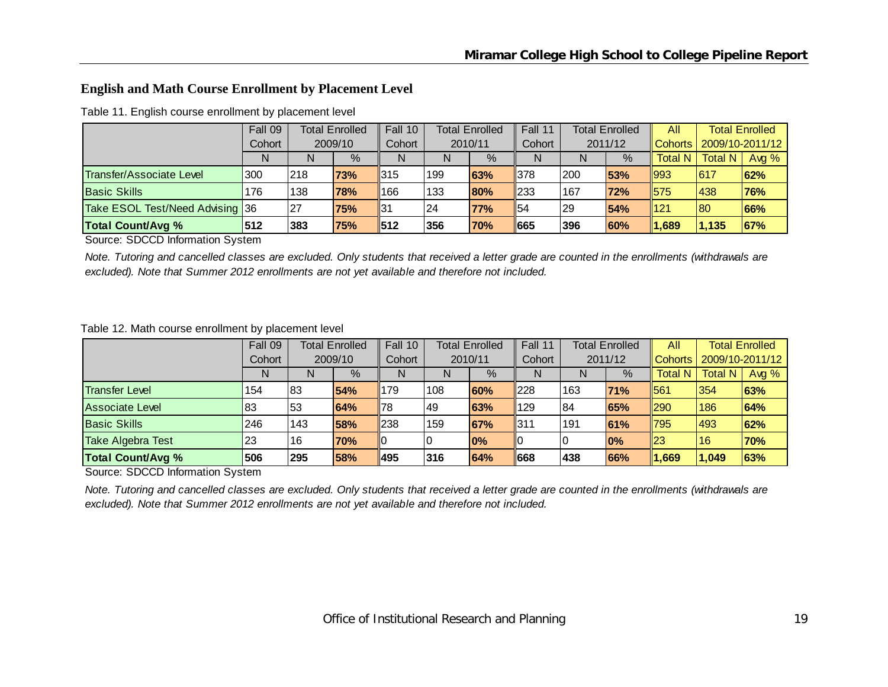## English and Math Course Enrollment by Placement Level

Table 11. English course enrollment by placement level

| | Fall 09 Cohort | Total Enrolled 2009/10 | | Fall 10 Cohort | Total Enrolled 2010/11 | | Fall 11 Cohort | Total Enrolled 2011/12 | | All Cohorts | Total Enrolled 2009/10-2011/12 | |
|---|---|---|---|---|---|---|---|---|---|---|---|---|
| | N | N | % | N | N | % | N | N | % | Total N | Total N | Avg % |
| Transfer/Associate Level | 300 | 218 | **73%** | 315 | 199 | **63%** | 378 | 200 | **53%** | 993 | 617 | **62%** |
| Basic Skills | 176 | 138 | **78%** | 166 | 133 | **80%** | 233 | 167 | **72%** | 575 | 438 | **76%** |
| Take ESOL Test/Need Advising | 36 | 27 | **75%** | 31 | 24 | **77%** | 54 | 29 | **54%** | 121 | 80 | **66%** |
| **Total Count/Avg %** | **512** | **383** | **75%** | **512** | **356** | **70%** | **665** | **396** | **60%** | **1,689** | **1,135** | **67%** |

Source: SDCCD Information System

*Note. Tutoring and cancelled classes are excluded. Only students that received a letter grade are counted in the enrollments (withdrawals are excluded). Note that Summer 2012 enrollments are not yet available and therefore not included.*

Table 12. Math course enrollment by placement level

| | Fall 09 Cohort | Total Enrolled 2009/10 | | Fall 10 Cohort | Total Enrolled 2010/11 | | Fall 11 Cohort | Total Enrolled 2011/12 | | All Cohorts | Total Enrolled 2009/10-2011/12 | |
|---|---|---|---|---|---|---|---|---|---|---|---|---|
| | N | N | % | N | N | % | N | N | % | Total N | Total N | Avg % |
| Transfer Level | 154 | 83 | **54%** | 179 | 108 | **60%** | 228 | 163 | **71%** | 561 | 354 | **63%** |
| Associate Level | 83 | 53 | **64%** | 78 | 49 | **63%** | 129 | 84 | **65%** | 290 | 186 | **64%** |
| Basic Skills | 246 | 143 | **58%** | 238 | 159 | **67%** | 311 | 191 | **61%** | 795 | 493 | **62%** |
| Take Algebra Test | 23 | 16 | **70%** | 0 | 0 | **0%** | 0 | 0 | **0%** | 23 | 16 | **70%** |
| **Total Count/Avg %** | **506** | **295** | **58%** | **495** | **316** | **64%** | **668** | **438** | **66%** | **1,669** | **1,049** | **63%** |

Source: SDCCD Information System

*Note. Tutoring and cancelled classes are excluded. Only students that received a letter grade are counted in the enrollments (withdrawals are excluded). Note that Summer 2012 enrollments are not yet available and therefore not included.*